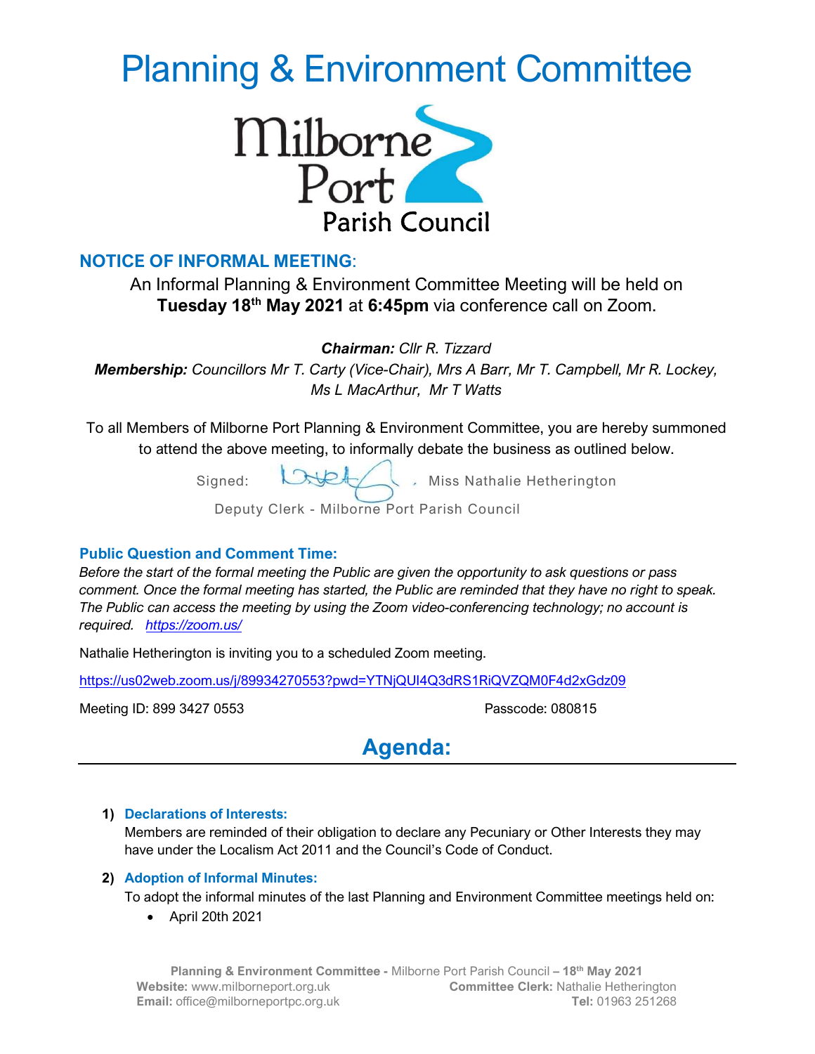# Planning & Environment Committee

Milborne Port Parish Council

## NOTICE OF INFORMAL MEETING:

An Informal Planning & Environment Committee Meeting will be held on **Tuesday 18th May 2021** at **6:45pm** via conference call on Zoom.

***Chairman:*** *Cllr R. Tizzard*

***Membership:*** *Councillors Mr T. Carty (Vice-Chair), Mrs A Barr, Mr T. Campbell, Mr R. Lockey, Ms L MacArthur, Mr T Watts*

To all Members of Milborne Port Planning & Environment Committee, you are hereby summoned to attend the above meeting, to informally debate the business as outlined below.

Signed: Miss Nathalie Hetherington

Deputy Clerk - Milborne Port Parish Council

### Public Question and Comment Time:

*Before the start of the formal meeting the Public are given the opportunity to ask questions or pass comment. Once the formal meeting has started, the Public are reminded that they have no right to speak. The Public can access the meeting by using the Zoom video-conferencing technology; no account is required. https://zoom.us/*

Nathalie Hetherington is inviting you to a scheduled Zoom meeting.

https://us02web.zoom.us/j/89934270553?pwd=YTNjQUI4Q3dRS1RiQVZQM0F4d2xGdz09

Meeting ID: 899 3427 0553 Passcode: 080815

## Agenda:

1) **Declarations of Interests:**
   Members are reminded of their obligation to declare any Pecuniary or Other Interests they may have under the Localism Act 2011 and the Council's Code of Conduct.

2) **Adoption of Informal Minutes:**
   To adopt the informal minutes of the last Planning and Environment Committee meetings held on:
   - April 20th 2021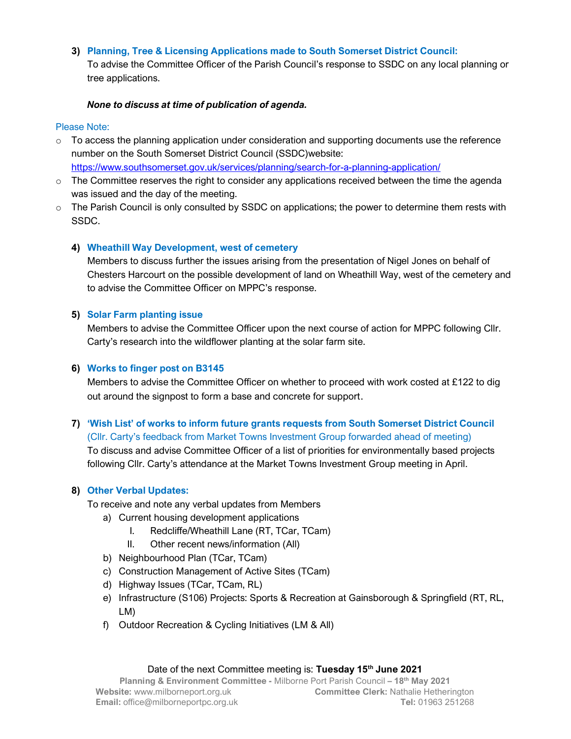### 3) Planning, Tree & Licensing Applications made to South Somerset District Council:

To advise the Committee Officer of the Parish Council's response to SSDC on any local planning or tree applications.

***None to discuss at time of publication of agenda.***

Please Note:

- To access the planning application under consideration and supporting documents use the reference number on the South Somerset District Council (SSDC)website: https://www.southsomerset.gov.uk/services/planning/search-for-a-planning-application/
- The Committee reserves the right to consider any applications received between the time the agenda was issued and the day of the meeting.
- The Parish Council is only consulted by SSDC on applications; the power to determine them rests with SSDC.

### 4) Wheathill Way Development, west of cemetery

Members to discuss further the issues arising from the presentation of Nigel Jones on behalf of Chesters Harcourt on the possible development of land on Wheathill Way, west of the cemetery and to advise the Committee Officer on MPPC's response.

### 5) Solar Farm planting issue

Members to advise the Committee Officer upon the next course of action for MPPC following Cllr. Carty's research into the wildflower planting at the solar farm site.

### 6) Works to finger post on B3145

Members to advise the Committee Officer on whether to proceed with work costed at £122 to dig out around the signpost to form a base and concrete for support.

### 7) 'Wish List' of works to inform future grants requests from South Somerset District Council

(Cllr. Carty's feedback from Market Towns Investment Group forwarded ahead of meeting)

To discuss and advise Committee Officer of a list of priorities for environmentally based projects following Cllr. Carty's attendance at the Market Towns Investment Group meeting in April.

### 8) Other Verbal Updates:

To receive and note any verbal updates from Members

a) Current housing development applications
   I. Redcliffe/Wheathill Lane (RT, TCar, TCam)
   II. Other recent news/information (All)
b) Neighbourhood Plan (TCar, TCam)
c) Construction Management of Active Sites (TCam)
d) Highway Issues (TCar, TCam, RL)
e) Infrastructure (S106) Projects: Sports & Recreation at Gainsborough & Springfield (RT, RL, LM)
f) Outdoor Recreation & Cycling Initiatives (LM & All)

Date of the next Committee meeting is: **Tuesday 15th June 2021**